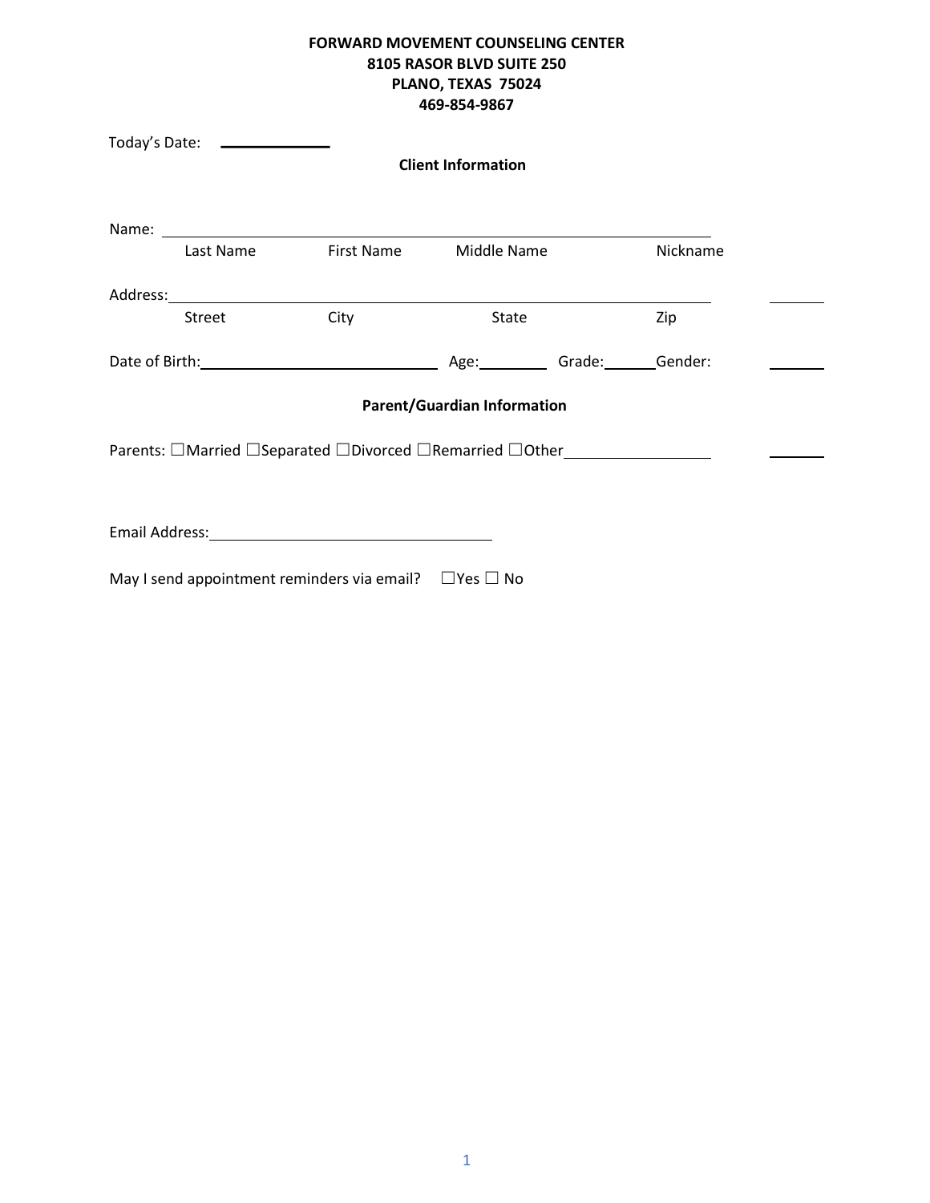**FORWARD MOVEMENT COUNSELING CENTER**
**8105 RASOR BLVD SUITE 250**
**PLANO, TEXAS 75024**
**469-854-9867**

Today's Date: ______________

**Client Information**

Name: ____________________________________________________________________

Last Name First Name Middle Name Nickname

Address: __________________________________________________________________ ________

Street City State Zip

Date of Birth: ______________________________ Age: _________ Grade: ______ Gender: ________

**Parent/Guardian Information**

Parents: ☐Married ☐Separated ☐Divorced ☐Remarried ☐Other__________________ ________

Email Address: ____________________________________

May I send appointment reminders via email? ☐Yes ☐ No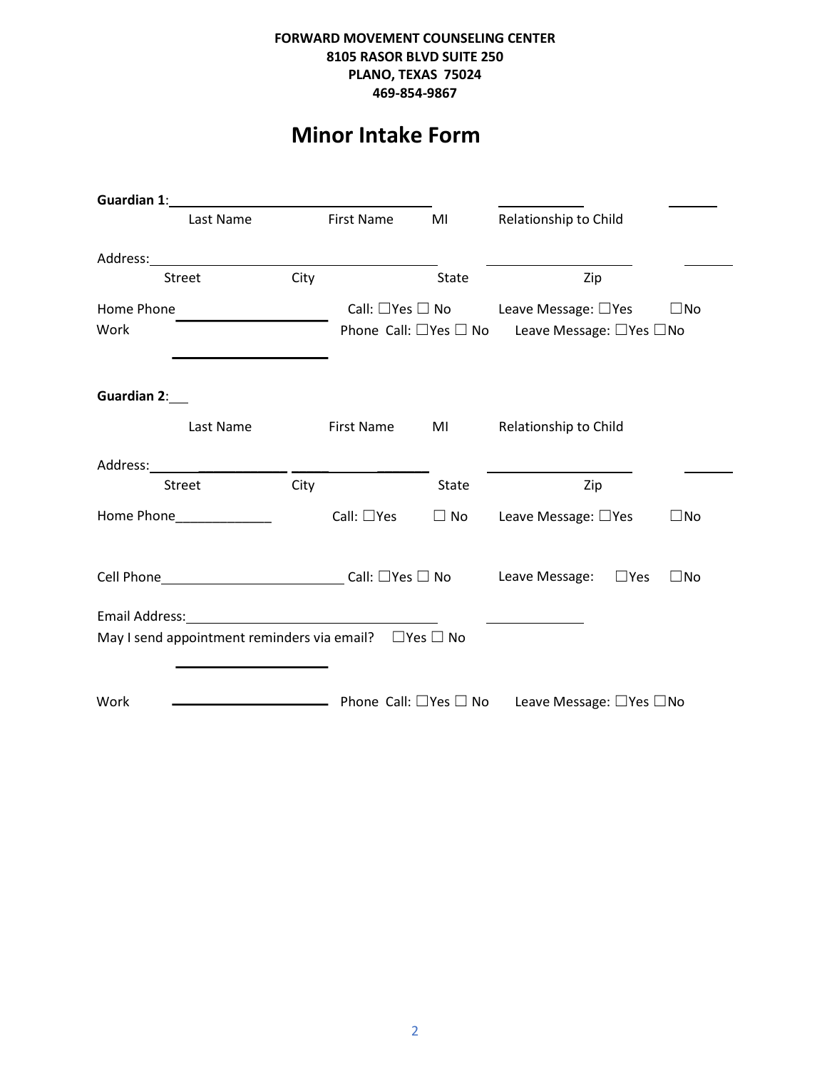**FORWARD MOVEMENT COUNSELING CENTER**
**8105 RASOR BLVD SUITE 250**
**PLANO, TEXAS 75024**
**469-854-9867**

# Minor Intake Form

**Guardian 1**:______________________________ ____________ ______

Last Name First Name MI Relationship to Child

Address:______________________________ ____________________ ______

Street City State Zip

Home Phone ____________________ Call: ☐Yes ☐ No Leave Message: ☐Yes ☐No

Work ____________________ Phone Call: ☐Yes ☐ No Leave Message: ☐Yes ☐No

**Guardian 2**:___

Last Name First Name MI Relationship to Child

Address:______________________________ ____________________ ______

Street City State Zip

Home Phone_____________ Call: ☐Yes ☐ No Leave Message: ☐Yes ☐No

Cell Phone________________________ Call: ☐Yes ☐ No Leave Message: ☐Yes ☐No

Email Address:______________________________ ____________

May I send appointment reminders via email? ☐Yes ☐ No

Work ____________________ Phone Call: ☐Yes ☐ No Leave Message: ☐Yes ☐No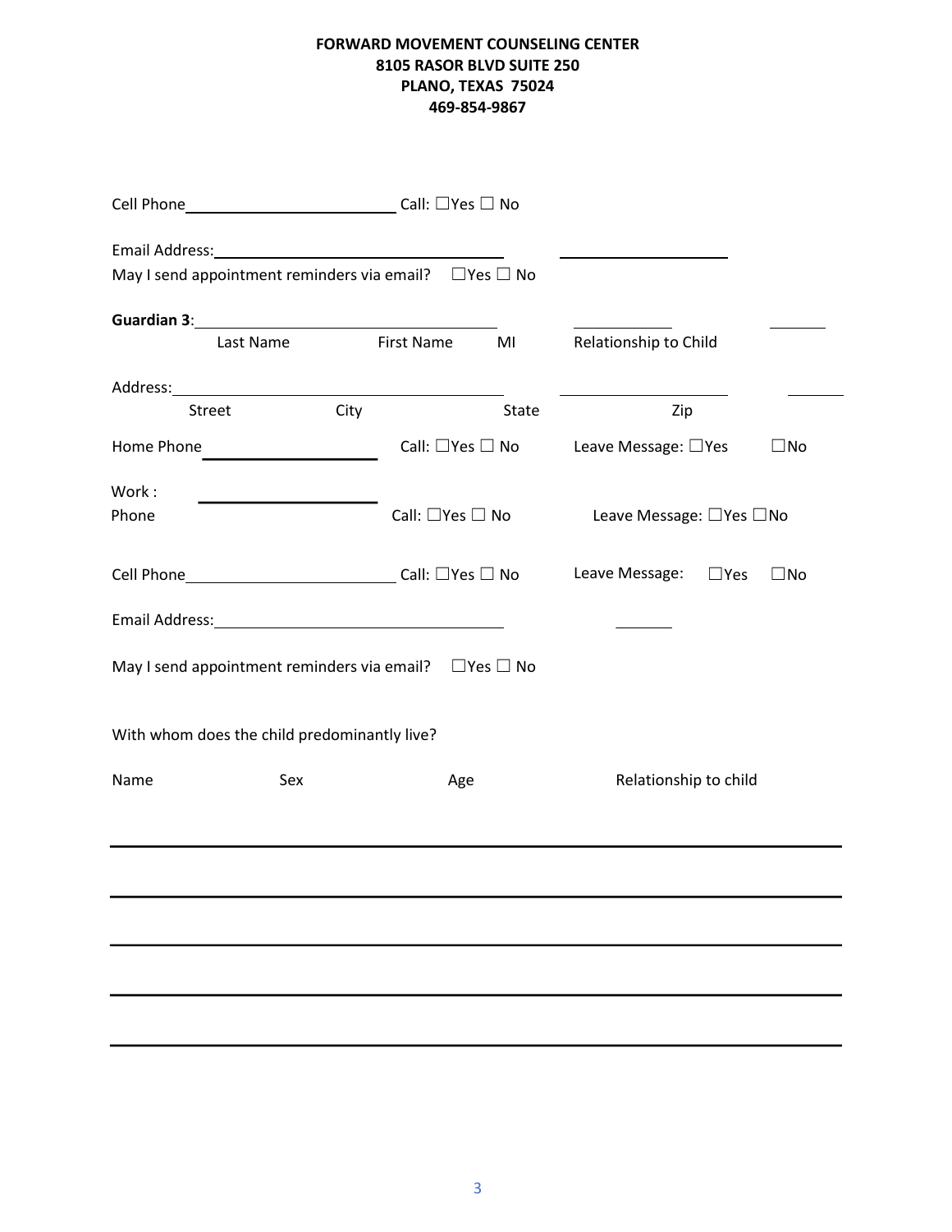**FORWARD MOVEMENT COUNSELING CENTER**
**8105 RASOR BLVD SUITE 250**
**PLANO, TEXAS 75024**
**469-854-9867**

Cell Phone\_\_\_\_\_\_\_\_\_\_\_\_\_\_\_\_\_\_\_\_\_\_ Call: ☐Yes ☐ No

Email Address:\_\_\_\_\_\_\_\_\_\_\_\_\_\_\_\_\_\_\_\_\_\_\_\_\_\_\_\_\_\_ \_\_\_\_\_\_\_\_\_\_\_\_\_\_\_\_\_\_

May I send appointment reminders via email? ☐Yes ☐ No

**Guardian 3**:\_\_\_\_\_\_\_\_\_\_\_\_\_\_\_\_\_\_\_\_\_\_\_\_\_\_\_\_\_\_ \_\_\_\_\_\_\_\_\_\_ \_\_\_\_\_\_

Last Name First Name MI Relationship to Child

Address:\_\_\_\_\_\_\_\_\_\_\_\_\_\_\_\_\_\_\_\_\_\_\_\_\_\_\_\_\_\_\_\_\_\_ \_\_\_\_\_\_\_\_\_\_\_\_\_\_\_\_\_\_ \_\_\_\_\_\_

Street City State Zip

Home Phone \_\_\_\_\_\_\_\_\_\_\_\_\_\_\_\_\_\_ Call: ☐Yes ☐ No Leave Message: ☐Yes ☐No

Work : Phone \_\_\_\_\_\_\_\_\_\_\_\_\_\_\_\_\_\_ Call: ☐Yes ☐ No Leave Message: ☐Yes ☐No

Cell Phone\_\_\_\_\_\_\_\_\_\_\_\_\_\_\_\_\_\_\_\_\_\_ Call: ☐Yes ☐ No Leave Message: ☐Yes ☐No

Email Address:\_\_\_\_\_\_\_\_\_\_\_\_\_\_\_\_\_\_\_\_\_\_\_\_\_\_\_\_\_\_ \_\_\_\_\_\_

May I send appointment reminders via email? ☐Yes ☐ No

With whom does the child predominantly live?

| Name | Sex | Age | Relationship to child |
| --- | --- | --- | --- |
| | | | |
| | | | |
| | | | |
| | | | |
| | | | |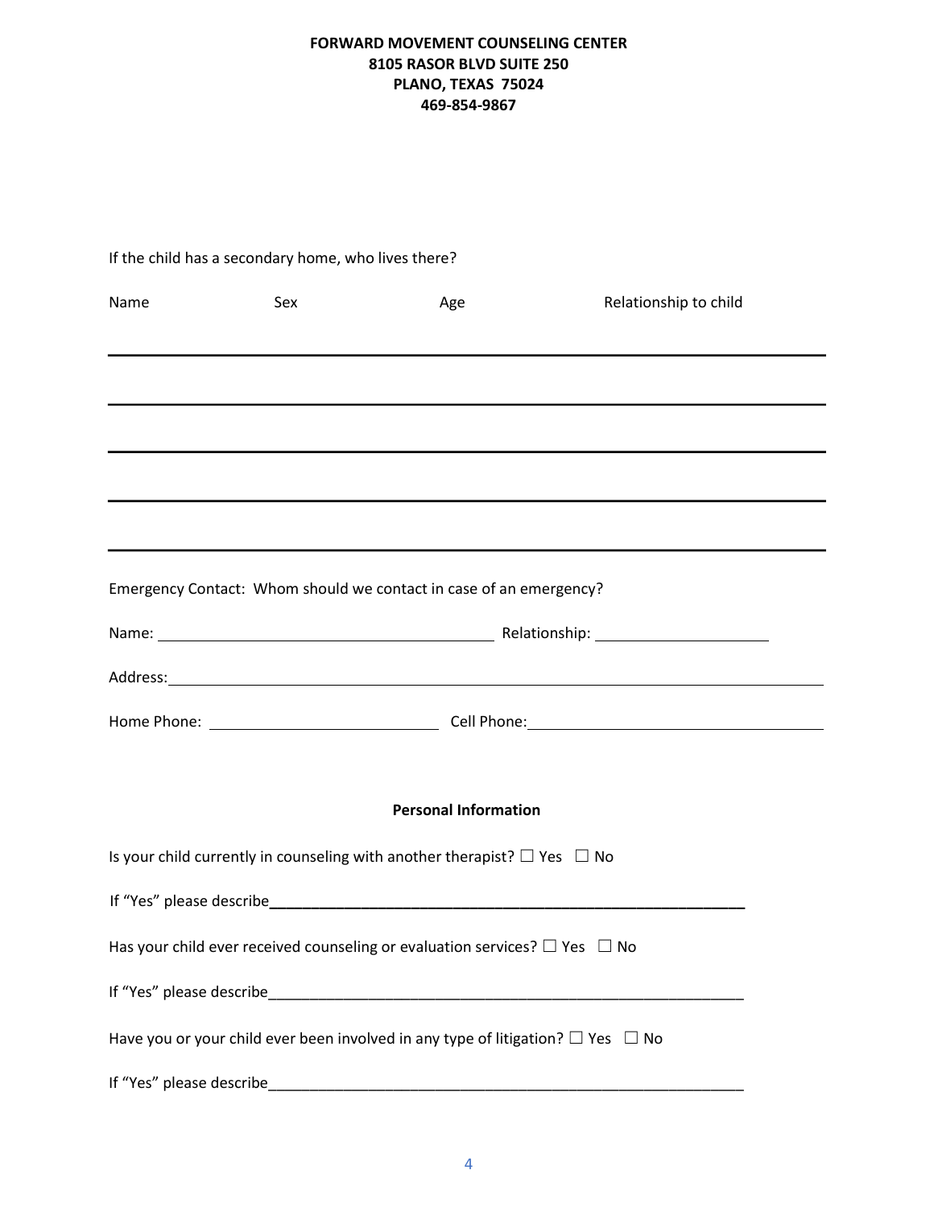**FORWARD MOVEMENT COUNSELING CENTER**
**8105 RASOR BLVD SUITE 250**
**PLANO, TEXAS 75024**
**469-854-9867**

If the child has a secondary home, who lives there?

| Name | Sex | Age | Relationship to child |
|---|---|---|---|
| | | | |
| | | | |
| | | | |
| | | | |
| | | | |

Emergency Contact: Whom should we contact in case of an emergency?

Name: ______________________________ Relationship: ____________________

Address: ____________________________________________________________

Home Phone: ________________________ Cell Phone: ____________________________

## Personal Information

Is your child currently in counseling with another therapist? ☐ Yes ☐ No

If "Yes" please describe____________________________________________________

Has your child ever received counseling or evaluation services? ☐ Yes ☐ No

If "Yes" please describe____________________________________________________

Have you or your child ever been involved in any type of litigation? ☐ Yes ☐ No

If "Yes" please describe____________________________________________________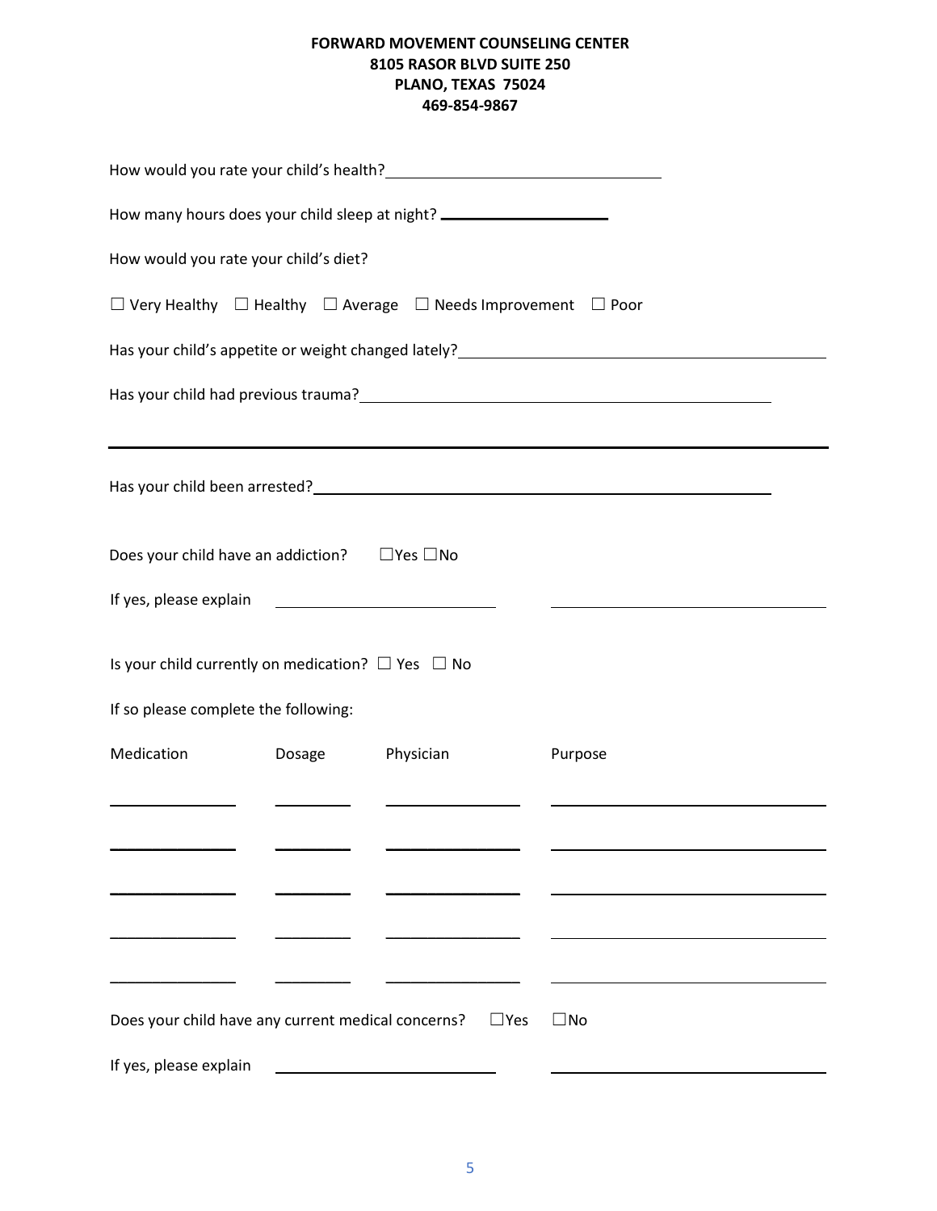**FORWARD MOVEMENT COUNSELING CENTER**
**8105 RASOR BLVD SUITE 250**
**PLANO, TEXAS 75024**
**469-854-9867**

How would you rate your child's health?______________________________

How many hours does your child sleep at night? ____________________

How would you rate your child's diet?

☐ Very Healthy ☐ Healthy ☐ Average ☐ Needs Improvement ☐ Poor

Has your child's appetite or weight changed lately?________________________________________

Has your child had previous trauma?_____________________________________________

_______________________________________________________________________________

Has your child been arrested?___________________________________________________

Does your child have an addiction? ☐Yes ☐No

If yes, please explain ________________________ ______________________________

Is your child currently on medication? ☐ Yes ☐ No

If so please complete the following:

| Medication | Dosage | Physician | Purpose |
|---|---|---|---|
| | | | |
| | | | |
| | | | |
| | | | |
| | | | |

Does your child have any current medical concerns? ☐Yes ☐No

If yes, please explain ________________________ ______________________________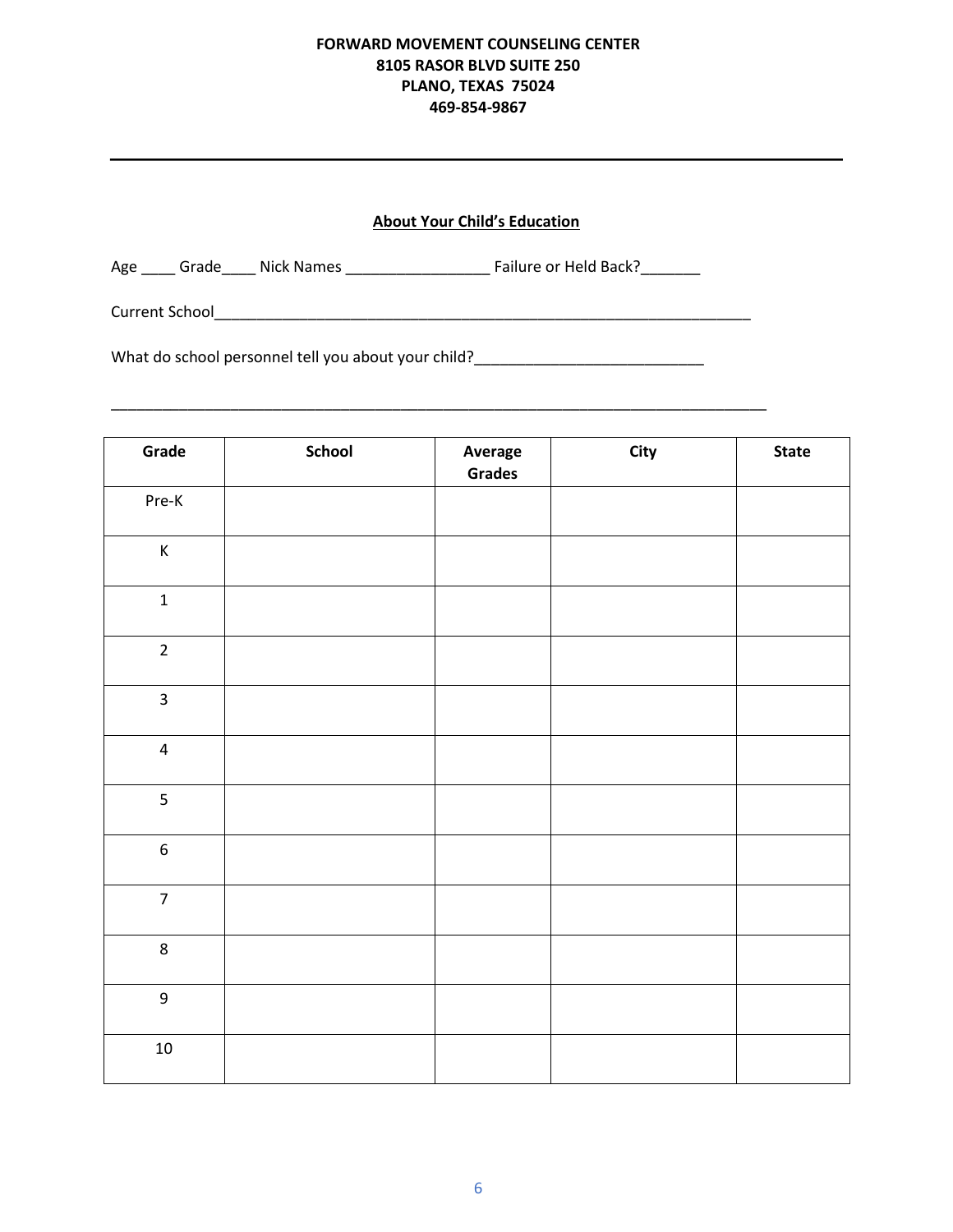**FORWARD MOVEMENT COUNSELING CENTER**
**8105 RASOR BLVD SUITE 250**
**PLANO, TEXAS 75024**
**469-854-9867**

---

## About Your Child's Education

Age ____ Grade____ Nick Names _________________ Failure or Held Back?_______

Current School____________________________________________________________________

What do school personnel tell you about your child?___________________________

_________________________________________________________________________________

| Grade | School | Average Grades | City | State |
|---|---|---|---|---|
| Pre-K | | | | |
| K | | | | |
| 1 | | | | |
| 2 | | | | |
| 3 | | | | |
| 4 | | | | |
| 5 | | | | |
| 6 | | | | |
| 7 | | | | |
| 8 | | | | |
| 9 | | | | |
| 10 | | | | |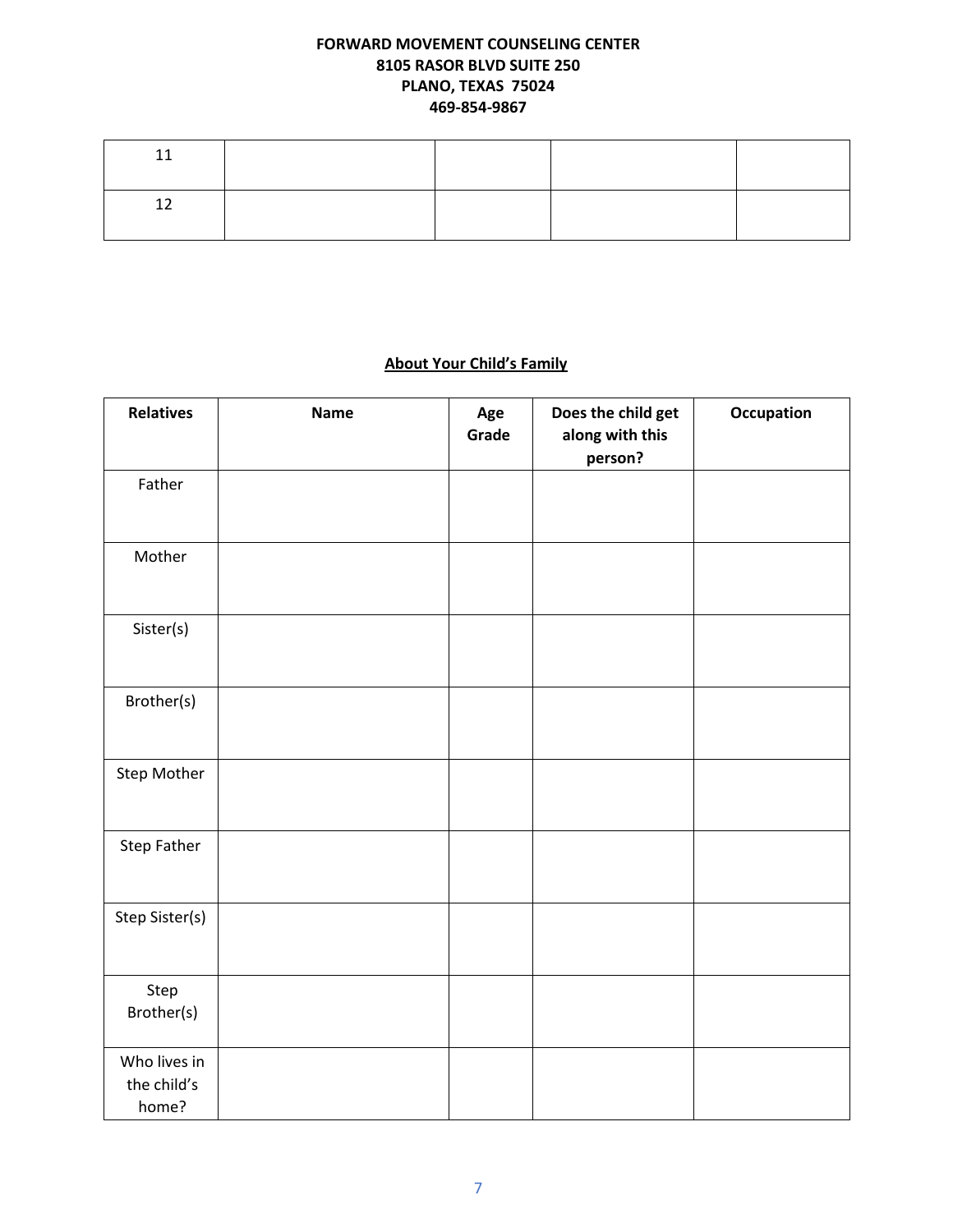FORWARD MOVEMENT COUNSELING CENTER
8105 RASOR BLVD SUITE 250
PLANO, TEXAS 75024
469-854-9867

| | | | | |
|---|---|---|---|---|
| 11 | | | | |
| 12 | | | | |

## About Your Child's Family

| Relatives | Name | Age Grade | Does the child get along with this person? | Occupation |
|---|---|---|---|---|
| Father | | | | |
| Mother | | | | |
| Sister(s) | | | | |
| Brother(s) | | | | |
| Step Mother | | | | |
| Step Father | | | | |
| Step Sister(s) | | | | |
| Step Brother(s) | | | | |
| Who lives in the child's home? | | | | |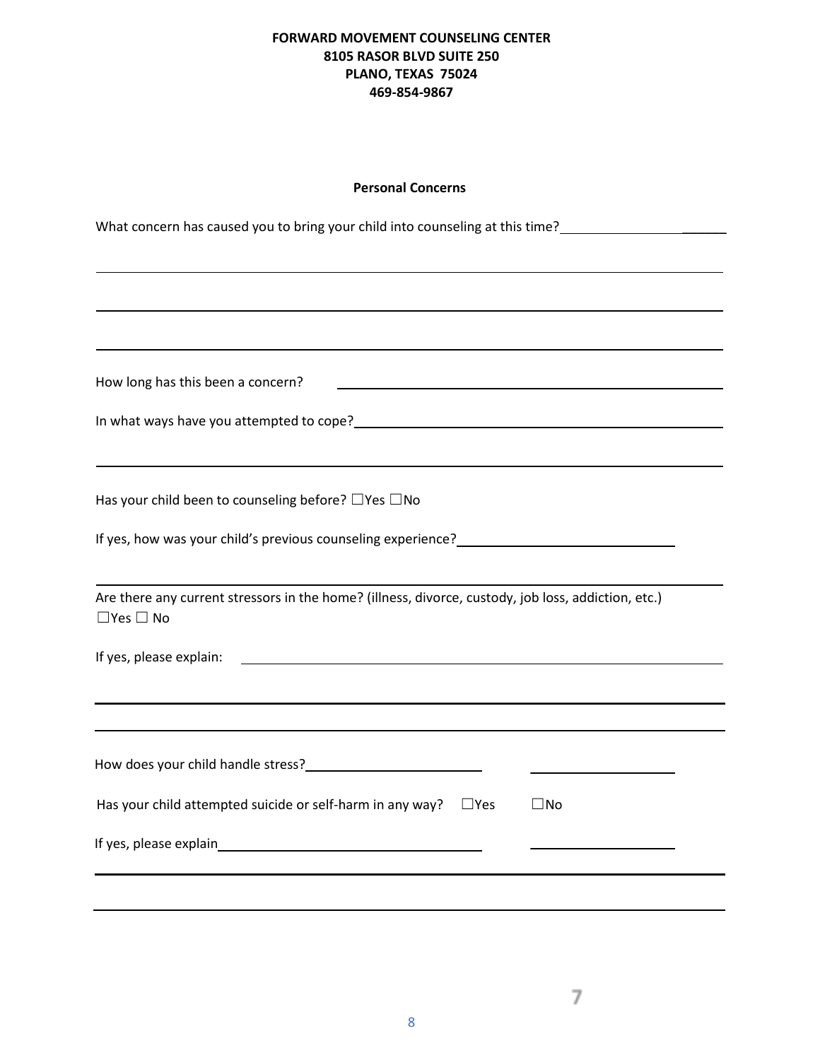**FORWARD MOVEMENT COUNSELING CENTER**
**8105 RASOR BLVD SUITE 250**
**PLANO, TEXAS 75024**
**469-854-9867**

**Personal Concerns**

What concern has caused you to bring your child into counseling at this time?______________________

___________________________________________________________________________

___________________________________________________________________________

___________________________________________________________________________

How long has this been a concern? ___________________________________________

In what ways have you attempted to cope?_____________________________________

___________________________________________________________________________

Has your child been to counseling before? ☐Yes ☐No

If yes, how was your child's previous counseling experience?______________________________

___________________________________________________________________________

Are there any current stressors in the home? (illness, divorce, custody, job loss, addiction, etc.)
☐Yes ☐ No

If yes, please explain: ______________________________________________________

___________________________________________________________________________

___________________________________________________________________________

How does your child handle stress?________________________ ____________________

Has your child attempted suicide or self-harm in any way? ☐Yes ☐No

If yes, please explain___________________________________ ____________________

___________________________________________________________________________

___________________________________________________________________________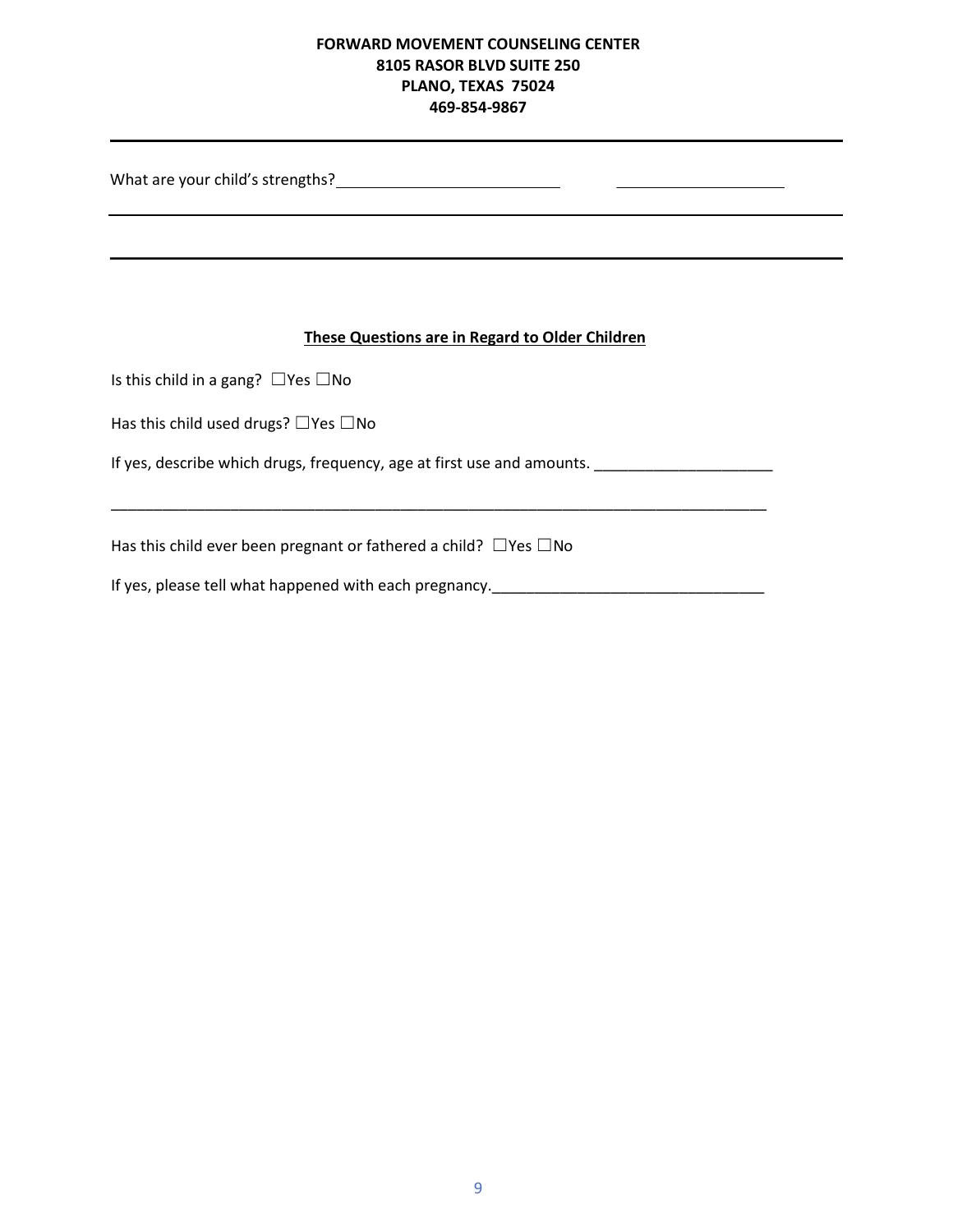**FORWARD MOVEMENT COUNSELING CENTER**
**8105 RASOR BLVD SUITE 250**
**PLANO, TEXAS 75024**
**469-854-9867**

---

What are your child's strengths? ______________________________ ______________________

---

---

## These Questions are in Regard to Older Children

Is this child in a gang? ☐Yes ☐No

Has this child used drugs? ☐Yes ☐No

If yes, describe which drugs, frequency, age at first use and amounts. _____________________

_______________________________________________________________________________

Has this child ever been pregnant or fathered a child? ☐Yes ☐No

If yes, please tell what happened with each pregnancy.________________________________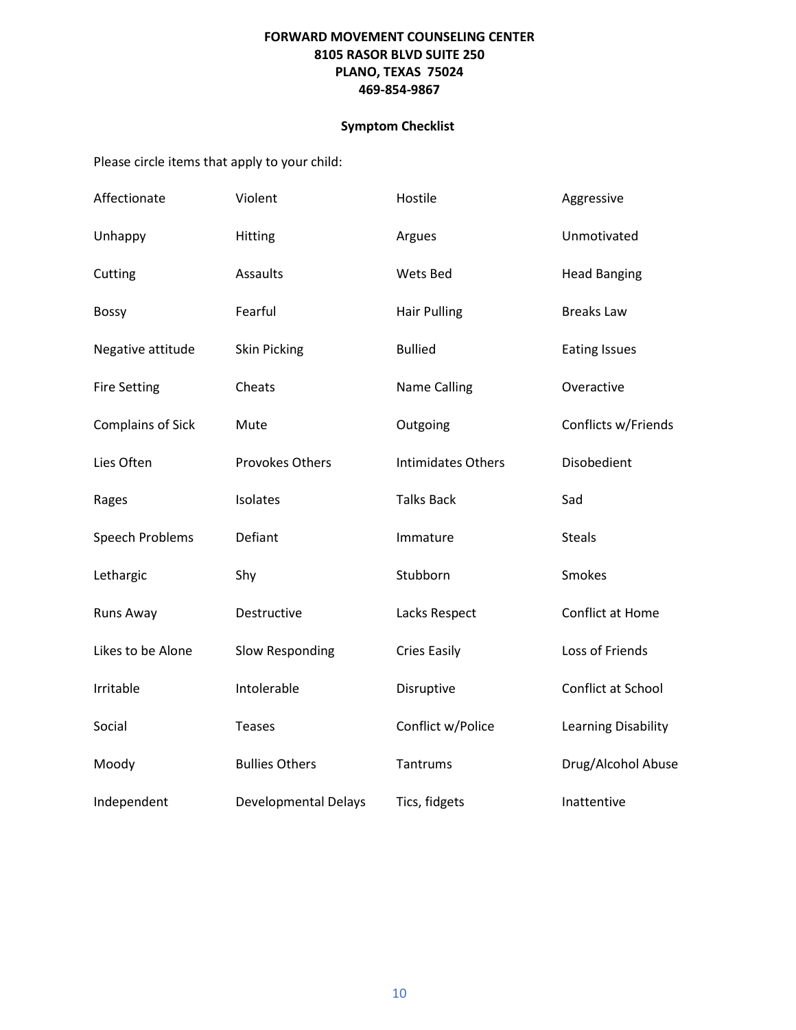**FORWARD MOVEMENT COUNSELING CENTER**
**8105 RASOR BLVD SUITE 250**
**PLANO, TEXAS 75024**
**469-854-9867**

**Symptom Checklist**

Please circle items that apply to your child:

| | | | |
|---|---|---|---|
| Affectionate | Violent | Hostile | Aggressive |
| Unhappy | Hitting | Argues | Unmotivated |
| Cutting | Assaults | Wets Bed | Head Banging |
| Bossy | Fearful | Hair Pulling | Breaks Law |
| Negative attitude | Skin Picking | Bullied | Eating Issues |
| Fire Setting | Cheats | Name Calling | Overactive |
| Complains of Sick | Mute | Outgoing | Conflicts w/Friends |
| Lies Often | Provokes Others | Intimidates Others | Disobedient |
| Rages | Isolates | Talks Back | Sad |
| Speech Problems | Defiant | Immature | Steals |
| Lethargic | Shy | Stubborn | Smokes |
| Runs Away | Destructive | Lacks Respect | Conflict at Home |
| Likes to be Alone | Slow Responding | Cries Easily | Loss of Friends |
| Irritable | Intolerable | Disruptive | Conflict at School |
| Social | Teases | Conflict w/Police | Learning Disability |
| Moody | Bullies Others | Tantrums | Drug/Alcohol Abuse |
| Independent | Developmental Delays | Tics, fidgets | Inattentive |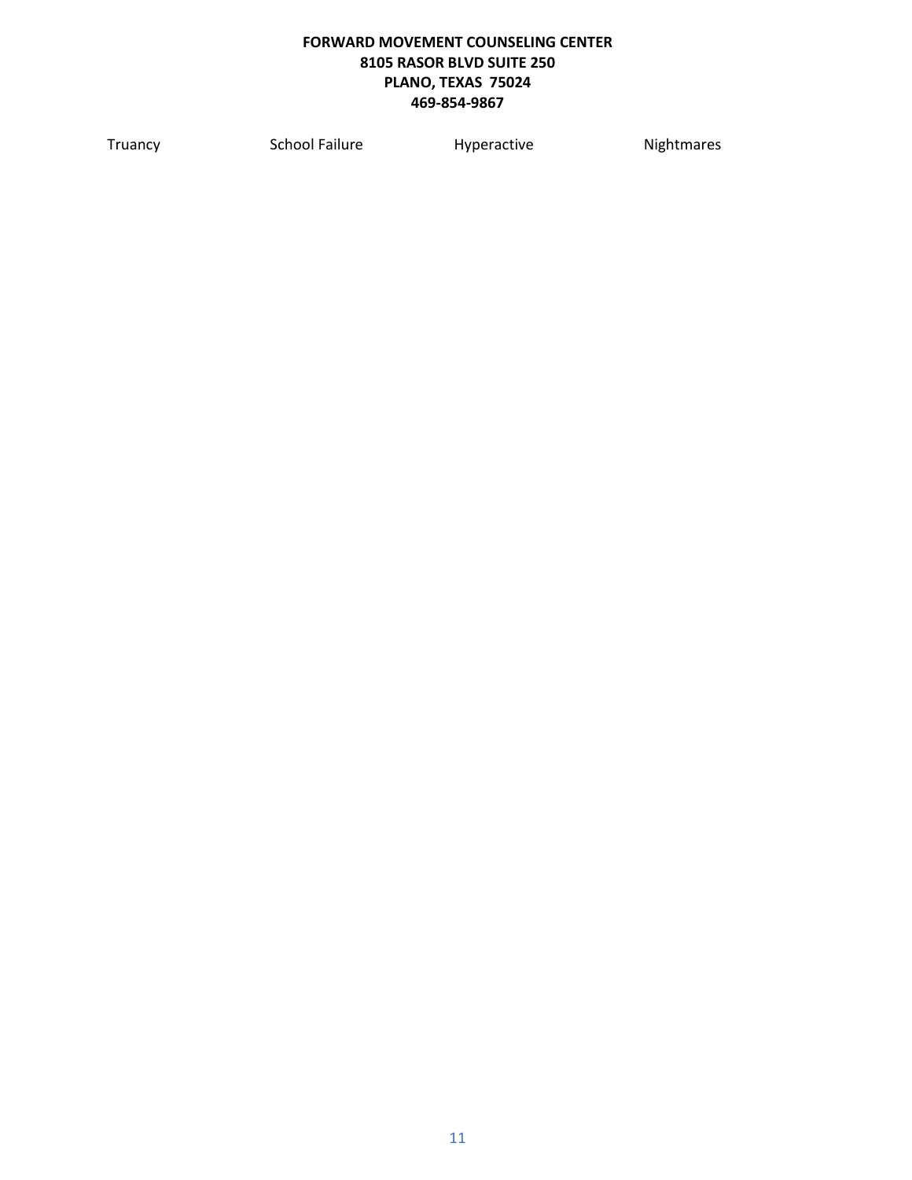Truancy School Failure Hyperactive Nightmares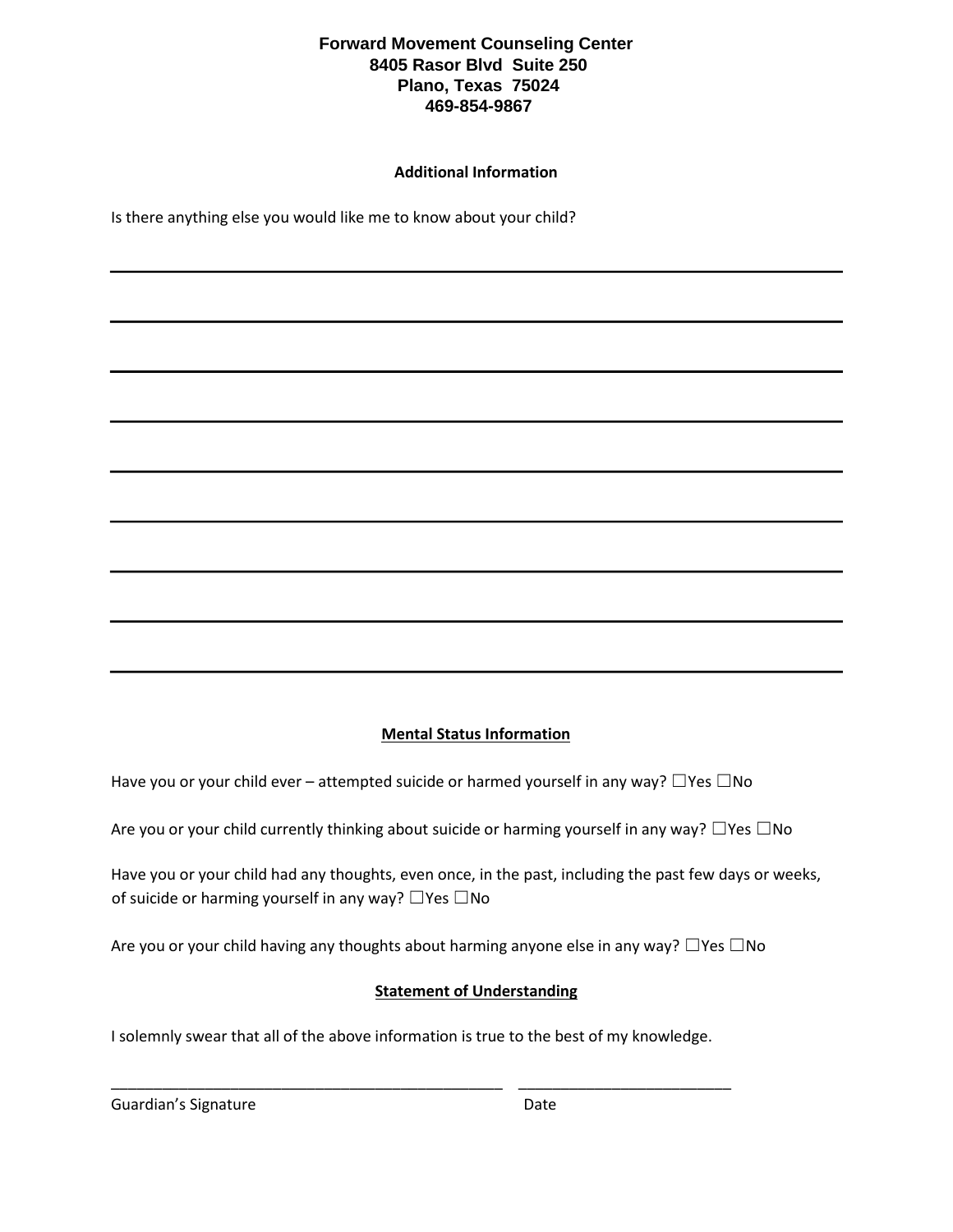**Forward Movement Counseling Center**
**8405 Rasor Blvd Suite 250**
**Plano, Texas 75024**
**469-854-9867**

**Additional Information**

Is there anything else you would like me to know about your child?

\_\_\_\_\_\_\_\_\_\_\_\_\_\_\_\_\_\_\_\_\_\_\_\_\_\_\_\_\_\_\_\_\_\_\_\_\_\_\_\_\_\_\_\_\_\_\_\_\_\_\_\_\_\_\_\_\_\_\_\_\_\_\_\_\_\_\_\_\_\_\_\_\_\_\_\_

\_\_\_\_\_\_\_\_\_\_\_\_\_\_\_\_\_\_\_\_\_\_\_\_\_\_\_\_\_\_\_\_\_\_\_\_\_\_\_\_\_\_\_\_\_\_\_\_\_\_\_\_\_\_\_\_\_\_\_\_\_\_\_\_\_\_\_\_\_\_\_\_\_\_\_\_

\_\_\_\_\_\_\_\_\_\_\_\_\_\_\_\_\_\_\_\_\_\_\_\_\_\_\_\_\_\_\_\_\_\_\_\_\_\_\_\_\_\_\_\_\_\_\_\_\_\_\_\_\_\_\_\_\_\_\_\_\_\_\_\_\_\_\_\_\_\_\_\_\_\_\_\_

\_\_\_\_\_\_\_\_\_\_\_\_\_\_\_\_\_\_\_\_\_\_\_\_\_\_\_\_\_\_\_\_\_\_\_\_\_\_\_\_\_\_\_\_\_\_\_\_\_\_\_\_\_\_\_\_\_\_\_\_\_\_\_\_\_\_\_\_\_\_\_\_\_\_\_\_

\_\_\_\_\_\_\_\_\_\_\_\_\_\_\_\_\_\_\_\_\_\_\_\_\_\_\_\_\_\_\_\_\_\_\_\_\_\_\_\_\_\_\_\_\_\_\_\_\_\_\_\_\_\_\_\_\_\_\_\_\_\_\_\_\_\_\_\_\_\_\_\_\_\_\_\_

\_\_\_\_\_\_\_\_\_\_\_\_\_\_\_\_\_\_\_\_\_\_\_\_\_\_\_\_\_\_\_\_\_\_\_\_\_\_\_\_\_\_\_\_\_\_\_\_\_\_\_\_\_\_\_\_\_\_\_\_\_\_\_\_\_\_\_\_\_\_\_\_\_\_\_\_

\_\_\_\_\_\_\_\_\_\_\_\_\_\_\_\_\_\_\_\_\_\_\_\_\_\_\_\_\_\_\_\_\_\_\_\_\_\_\_\_\_\_\_\_\_\_\_\_\_\_\_\_\_\_\_\_\_\_\_\_\_\_\_\_\_\_\_\_\_\_\_\_\_\_\_\_

\_\_\_\_\_\_\_\_\_\_\_\_\_\_\_\_\_\_\_\_\_\_\_\_\_\_\_\_\_\_\_\_\_\_\_\_\_\_\_\_\_\_\_\_\_\_\_\_\_\_\_\_\_\_\_\_\_\_\_\_\_\_\_\_\_\_\_\_\_\_\_\_\_\_\_\_

\_\_\_\_\_\_\_\_\_\_\_\_\_\_\_\_\_\_\_\_\_\_\_\_\_\_\_\_\_\_\_\_\_\_\_\_\_\_\_\_\_\_\_\_\_\_\_\_\_\_\_\_\_\_\_\_\_\_\_\_\_\_\_\_\_\_\_\_\_\_\_\_\_\_\_\_

**Mental Status Information**

Have you or your child ever – attempted suicide or harmed yourself in any way? ☐Yes ☐No

Are you or your child currently thinking about suicide or harming yourself in any way? ☐Yes ☐No

Have you or your child had any thoughts, even once, in the past, including the past few days or weeks, of suicide or harming yourself in any way? ☐Yes ☐No

Are you or your child having any thoughts about harming anyone else in any way? ☐Yes ☐No

**Statement of Understanding**

I solemnly swear that all of the above information is true to the best of my knowledge.

\_\_\_\_\_\_\_\_\_\_\_\_\_\_\_\_\_\_\_\_\_\_\_\_\_\_\_\_\_\_\_\_\_\_\_\_\_\_\_\_\_\_\_\_\_\_\_\_\_ \_\_\_\_\_\_\_\_\_\_\_\_\_\_\_\_\_\_\_\_\_\_\_\_\_\_\_\_

Guardian's Signature Date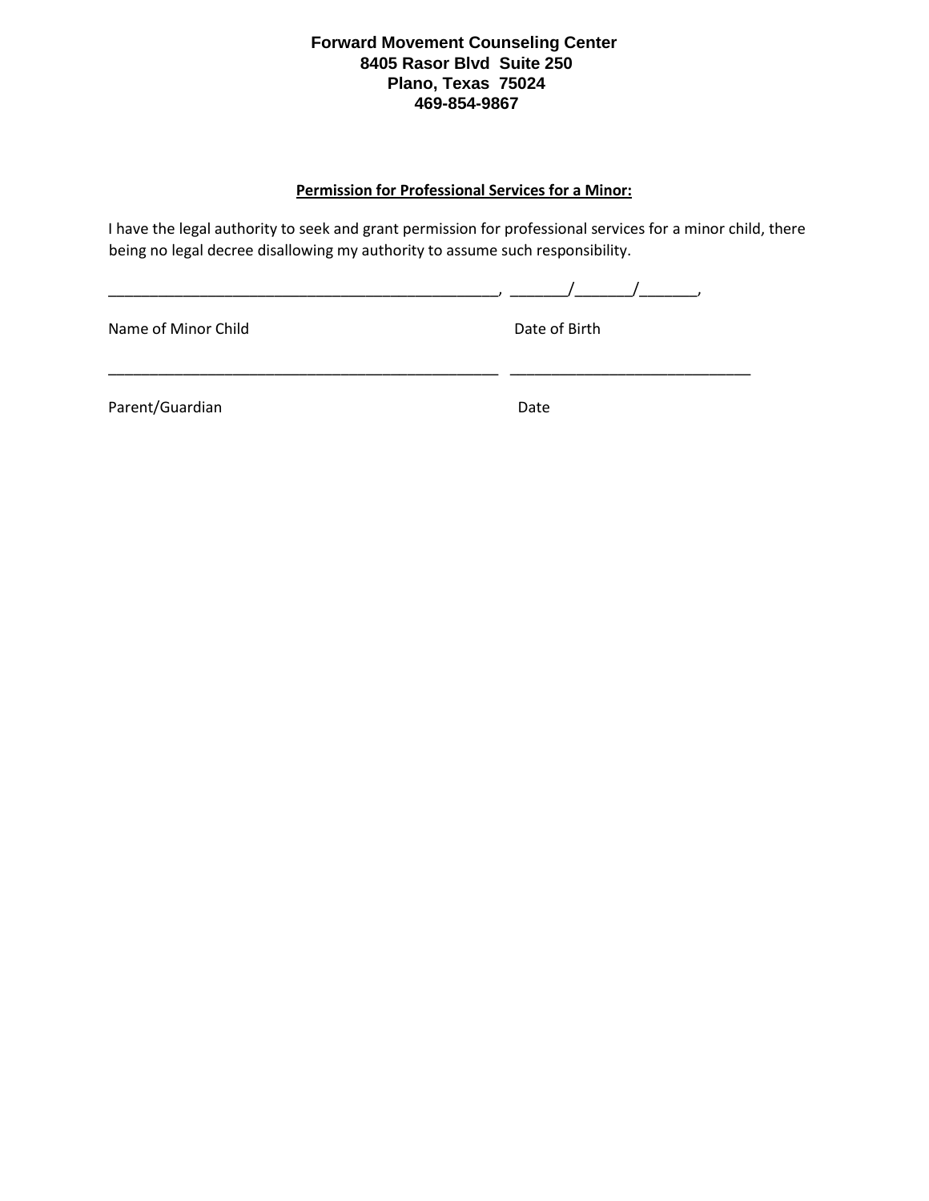**Forward Movement Counseling Center**
**8405 Rasor Blvd Suite 250**
**Plano, Texas 75024**
**469-854-9867**

**Permission for Professional Services for a Minor:**

I have the legal authority to seek and grant permission for professional services for a minor child, there being no legal decree disallowing my authority to assume such responsibility.

_________________________________________________, _______/_______/_______,

Name of Minor Child                                                                 Date of Birth

_________________________________________________   ______________________________

Parent/Guardian                                                                         Date